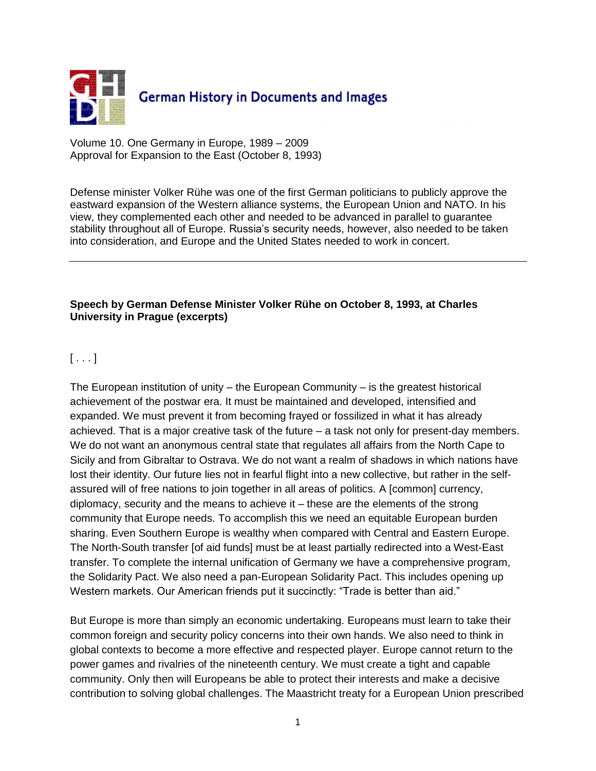German History in Documents and Images

Volume 10. One Germany in Europe, 1989 – 2009
Approval for Expansion to the East (October 8, 1993)

Defense minister Volker Rühe was one of the first German politicians to publicly approve the eastward expansion of the Western alliance systems, the European Union and NATO. In his view, they complemented each other and needed to be advanced in parallel to guarantee stability throughout all of Europe. Russia's security needs, however, also needed to be taken into consideration, and Europe and the United States needed to work in concert.

---

**Speech by German Defense Minister Volker Rühe on October 8, 1993, at Charles University in Prague (excerpts)**

[ . . . ]

The European institution of unity – the European Community – is the greatest historical achievement of the postwar era. It must be maintained and developed, intensified and expanded. We must prevent it from becoming frayed or fossilized in what it has already achieved. That is a major creative task of the future – a task not only for present-day members. We do not want an anonymous central state that regulates all affairs from the North Cape to Sicily and from Gibraltar to Ostrava. We do not want a realm of shadows in which nations have lost their identity. Our future lies not in fearful flight into a new collective, but rather in the self-assured will of free nations to join together in all areas of politics. A [common] currency, diplomacy, security and the means to achieve it – these are the elements of the strong community that Europe needs. To accomplish this we need an equitable European burden sharing. Even Southern Europe is wealthy when compared with Central and Eastern Europe. The North-South transfer [of aid funds] must be at least partially redirected into a West-East transfer. To complete the internal unification of Germany we have a comprehensive program, the Solidarity Pact. We also need a pan-European Solidarity Pact. This includes opening up Western markets. Our American friends put it succinctly: "Trade is better than aid."

But Europe is more than simply an economic undertaking. Europeans must learn to take their common foreign and security policy concerns into their own hands. We also need to think in global contexts to become a more effective and respected player. Europe cannot return to the power games and rivalries of the nineteenth century. We must create a tight and capable community. Only then will Europeans be able to protect their interests and make a decisive contribution to solving global challenges. The Maastricht treaty for a European Union prescribed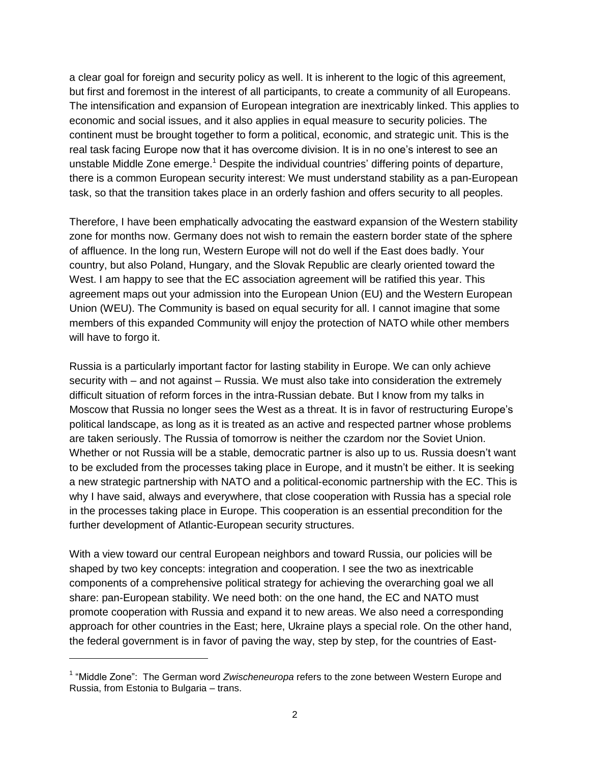a clear goal for foreign and security policy as well. It is inherent to the logic of this agreement, but first and foremost in the interest of all participants, to create a community of all Europeans. The intensification and expansion of European integration are inextricably linked. This applies to economic and social issues, and it also applies in equal measure to security policies. The continent must be brought together to form a political, economic, and strategic unit. This is the real task facing Europe now that it has overcome division. It is in no one's interest to see an unstable Middle Zone emerge.[1] Despite the individual countries' differing points of departure, there is a common European security interest: We must understand stability as a pan-European task, so that the transition takes place in an orderly fashion and offers security to all peoples.

Therefore, I have been emphatically advocating the eastward expansion of the Western stability zone for months now. Germany does not wish to remain the eastern border state of the sphere of affluence. In the long run, Western Europe will not do well if the East does badly. Your country, but also Poland, Hungary, and the Slovak Republic are clearly oriented toward the West. I am happy to see that the EC association agreement will be ratified this year. This agreement maps out your admission into the European Union (EU) and the Western European Union (WEU). The Community is based on equal security for all. I cannot imagine that some members of this expanded Community will enjoy the protection of NATO while other members will have to forgo it.

Russia is a particularly important factor for lasting stability in Europe. We can only achieve security with – and not against – Russia. We must also take into consideration the extremely difficult situation of reform forces in the intra-Russian debate. But I know from my talks in Moscow that Russia no longer sees the West as a threat. It is in favor of restructuring Europe's political landscape, as long as it is treated as an active and respected partner whose problems are taken seriously. The Russia of tomorrow is neither the czardom nor the Soviet Union. Whether or not Russia will be a stable, democratic partner is also up to us. Russia doesn't want to be excluded from the processes taking place in Europe, and it mustn't be either. It is seeking a new strategic partnership with NATO and a political-economic partnership with the EC. This is why I have said, always and everywhere, that close cooperation with Russia has a special role in the processes taking place in Europe. This cooperation is an essential precondition for the further development of Atlantic-European security structures.

With a view toward our central European neighbors and toward Russia, our policies will be shaped by two key concepts: integration and cooperation. I see the two as inextricable components of a comprehensive political strategy for achieving the overarching goal we all share: pan-European stability. We need both: on the one hand, the EC and NATO must promote cooperation with Russia and expand it to new areas. We also need a corresponding approach for other countries in the East; here, Ukraine plays a special role. On the other hand, the federal government is in favor of paving the way, step by step, for the countries of East-

---

[1] "Middle Zone": The German word *Zwischeneuropa* refers to the zone between Western Europe and Russia, from Estonia to Bulgaria – trans.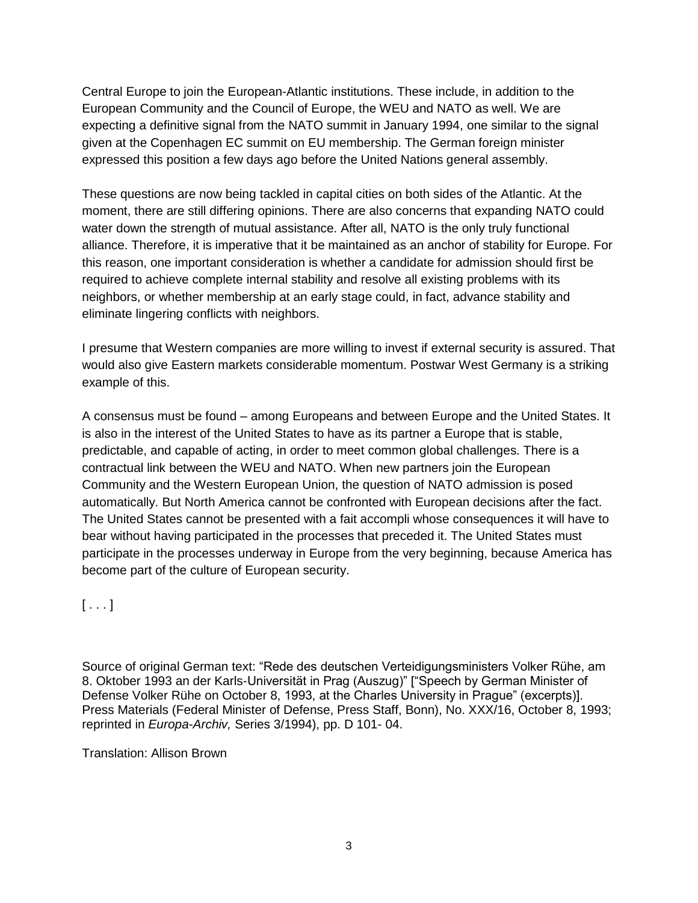Central Europe to join the European-Atlantic institutions. These include, in addition to the European Community and the Council of Europe, the WEU and NATO as well. We are expecting a definitive signal from the NATO summit in January 1994, one similar to the signal given at the Copenhagen EC summit on EU membership. The German foreign minister expressed this position a few days ago before the United Nations general assembly.

These questions are now being tackled in capital cities on both sides of the Atlantic. At the moment, there are still differing opinions. There are also concerns that expanding NATO could water down the strength of mutual assistance. After all, NATO is the only truly functional alliance. Therefore, it is imperative that it be maintained as an anchor of stability for Europe. For this reason, one important consideration is whether a candidate for admission should first be required to achieve complete internal stability and resolve all existing problems with its neighbors, or whether membership at an early stage could, in fact, advance stability and eliminate lingering conflicts with neighbors.

I presume that Western companies are more willing to invest if external security is assured. That would also give Eastern markets considerable momentum. Postwar West Germany is a striking example of this.

A consensus must be found – among Europeans and between Europe and the United States. It is also in the interest of the United States to have as its partner a Europe that is stable, predictable, and capable of acting, in order to meet common global challenges. There is a contractual link between the WEU and NATO. When new partners join the European Community and the Western European Union, the question of NATO admission is posed automatically. But North America cannot be confronted with European decisions after the fact. The United States cannot be presented with a fait accompli whose consequences it will have to bear without having participated in the processes that preceded it. The United States must participate in the processes underway in Europe from the very beginning, because America has become part of the culture of European security.

[ . . . ]

Source of original German text: "Rede des deutschen Verteidigungsministers Volker Rühe, am 8. Oktober 1993 an der Karls-Universität in Prag (Auszug)" ["Speech by German Minister of Defense Volker Rühe on October 8, 1993, at the Charles University in Prague" (excerpts)]. Press Materials (Federal Minister of Defense, Press Staff, Bonn), No. XXX/16, October 8, 1993; reprinted in *Europa-Archiv,* Series 3/1994), pp. D 101- 04.

Translation: Allison Brown